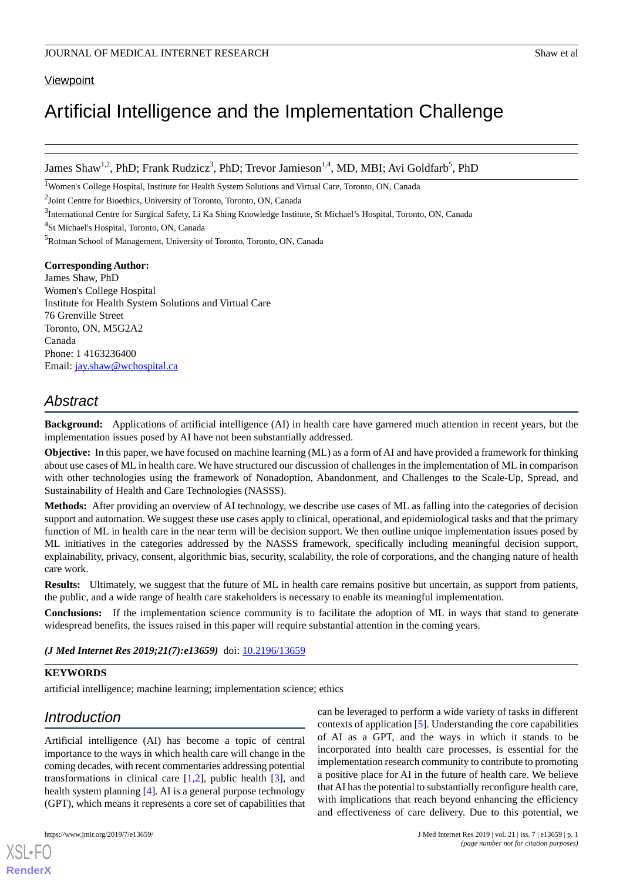Viewpoint

# Artificial Intelligence and the Implementation Challenge

James Shaw[1,2], PhD; Frank Rudzicz[3], PhD; Trevor Jamieson[1,4], MD, MBI; Avi Goldfarb[5], PhD

[1]Women's College Hospital, Institute for Health System Solutions and Virtual Care, Toronto, ON, Canada

[2]Joint Centre for Bioethics, University of Toronto, Toronto, ON, Canada

[3]International Centre for Surgical Safety, Li Ka Shing Knowledge Institute, St Michael's Hospital, Toronto, ON, Canada

[4]St Michael's Hospital, Toronto, ON, Canada

[5]Rotman School of Management, University of Toronto, Toronto, ON, Canada

**Corresponding Author:**
James Shaw, PhD
Women's College Hospital
Institute for Health System Solutions and Virtual Care
76 Grenville Street
Toronto, ON, M5G2A2
Canada
Phone: 1 4163236400
Email: jay.shaw@wchospital.ca

## Abstract

**Background:** Applications of artificial intelligence (AI) in health care have garnered much attention in recent years, but the implementation issues posed by AI have not been substantially addressed.

**Objective:** In this paper, we have focused on machine learning (ML) as a form of AI and have provided a framework for thinking about use cases of ML in health care. We have structured our discussion of challenges in the implementation of ML in comparison with other technologies using the framework of Nonadoption, Abandonment, and Challenges to the Scale-Up, Spread, and Sustainability of Health and Care Technologies (NASSS).

**Methods:** After providing an overview of AI technology, we describe use cases of ML as falling into the categories of decision support and automation. We suggest these use cases apply to clinical, operational, and epidemiological tasks and that the primary function of ML in health care in the near term will be decision support. We then outline unique implementation issues posed by ML initiatives in the categories addressed by the NASSS framework, specifically including meaningful decision support, explainability, privacy, consent, algorithmic bias, security, scalability, the role of corporations, and the changing nature of health care work.

**Results:** Ultimately, we suggest that the future of ML in health care remains positive but uncertain, as support from patients, the public, and a wide range of health care stakeholders is necessary to enable its meaningful implementation.

**Conclusions:** If the implementation science community is to facilitate the adoption of ML in ways that stand to generate widespread benefits, the issues raised in this paper will require substantial attention in the coming years.

*(J Med Internet Res 2019;21(7):e13659)* doi: 10.2196/13659

**KEYWORDS**

artificial intelligence; machine learning; implementation science; ethics

## Introduction

Artificial intelligence (AI) has become a topic of central importance to the ways in which health care will change in the coming decades, with recent commentaries addressing potential transformations in clinical care [1,2], public health [3], and health system planning [4]. AI is a general purpose technology (GPT), which means it represents a core set of capabilities that can be leveraged to perform a wide variety of tasks in different contexts of application [5]. Understanding the core capabilities of AI as a GPT, and the ways in which it stands to be incorporated into health care processes, is essential for the implementation research community to contribute to promoting a positive place for AI in the future of health care. We believe that AI has the potential to substantially reconfigure health care, with implications that reach beyond enhancing the efficiency and effectiveness of care delivery. Due to this potential, we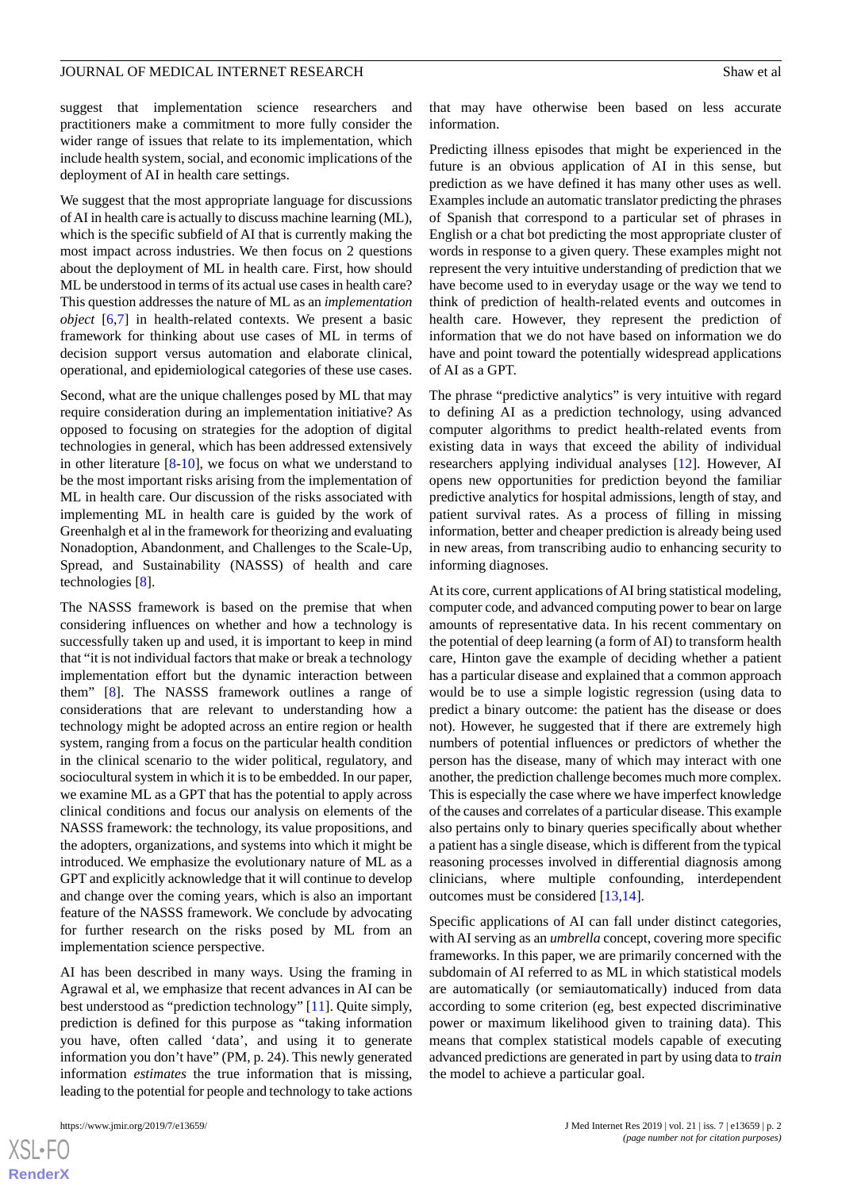suggest that implementation science researchers and practitioners make a commitment to more fully consider the wider range of issues that relate to its implementation, which include health system, social, and economic implications of the deployment of AI in health care settings.

We suggest that the most appropriate language for discussions of AI in health care is actually to discuss machine learning (ML), which is the specific subfield of AI that is currently making the most impact across industries. We then focus on 2 questions about the deployment of ML in health care. First, how should ML be understood in terms of its actual use cases in health care? This question addresses the nature of ML as an *implementation object* [6,7] in health-related contexts. We present a basic framework for thinking about use cases of ML in terms of decision support versus automation and elaborate clinical, operational, and epidemiological categories of these use cases.

Second, what are the unique challenges posed by ML that may require consideration during an implementation initiative? As opposed to focusing on strategies for the adoption of digital technologies in general, which has been addressed extensively in other literature [8-10], we focus on what we understand to be the most important risks arising from the implementation of ML in health care. Our discussion of the risks associated with implementing ML in health care is guided by the work of Greenhalgh et al in the framework for theorizing and evaluating Nonadoption, Abandonment, and Challenges to the Scale-Up, Spread, and Sustainability (NASSS) of health and care technologies [8].

The NASSS framework is based on the premise that when considering influences on whether and how a technology is successfully taken up and used, it is important to keep in mind that "it is not individual factors that make or break a technology implementation effort but the dynamic interaction between them" [8]. The NASSS framework outlines a range of considerations that are relevant to understanding how a technology might be adopted across an entire region or health system, ranging from a focus on the particular health condition in the clinical scenario to the wider political, regulatory, and sociocultural system in which it is to be embedded. In our paper, we examine ML as a GPT that has the potential to apply across clinical conditions and focus our analysis on elements of the NASSS framework: the technology, its value propositions, and the adopters, organizations, and systems into which it might be introduced. We emphasize the evolutionary nature of ML as a GPT and explicitly acknowledge that it will continue to develop and change over the coming years, which is also an important feature of the NASSS framework. We conclude by advocating for further research on the risks posed by ML from an implementation science perspective.

AI has been described in many ways. Using the framing in Agrawal et al, we emphasize that recent advances in AI can be best understood as "prediction technology" [11]. Quite simply, prediction is defined for this purpose as "taking information you have, often called 'data', and using it to generate information you don't have" (PM, p. 24). This newly generated information *estimates* the true information that is missing, leading to the potential for people and technology to take actions that may have otherwise been based on less accurate information.

Predicting illness episodes that might be experienced in the future is an obvious application of AI in this sense, but prediction as we have defined it has many other uses as well. Examples include an automatic translator predicting the phrases of Spanish that correspond to a particular set of phrases in English or a chat bot predicting the most appropriate cluster of words in response to a given query. These examples might not represent the very intuitive understanding of prediction that we have become used to in everyday usage or the way we tend to think of prediction of health-related events and outcomes in health care. However, they represent the prediction of information that we do not have based on information we do have and point toward the potentially widespread applications of AI as a GPT.

The phrase "predictive analytics" is very intuitive with regard to defining AI as a prediction technology, using advanced computer algorithms to predict health-related events from existing data in ways that exceed the ability of individual researchers applying individual analyses [12]. However, AI opens new opportunities for prediction beyond the familiar predictive analytics for hospital admissions, length of stay, and patient survival rates. As a process of filling in missing information, better and cheaper prediction is already being used in new areas, from transcribing audio to enhancing security to informing diagnoses.

At its core, current applications of AI bring statistical modeling, computer code, and advanced computing power to bear on large amounts of representative data. In his recent commentary on the potential of deep learning (a form of AI) to transform health care, Hinton gave the example of deciding whether a patient has a particular disease and explained that a common approach would be to use a simple logistic regression (using data to predict a binary outcome: the patient has the disease or does not). However, he suggested that if there are extremely high numbers of potential influences or predictors of whether the person has the disease, many of which may interact with one another, the prediction challenge becomes much more complex. This is especially the case where we have imperfect knowledge of the causes and correlates of a particular disease. This example also pertains only to binary queries specifically about whether a patient has a single disease, which is different from the typical reasoning processes involved in differential diagnosis among clinicians, where multiple confounding, interdependent outcomes must be considered [13,14].

Specific applications of AI can fall under distinct categories, with AI serving as an *umbrella* concept, covering more specific frameworks. In this paper, we are primarily concerned with the subdomain of AI referred to as ML in which statistical models are automatically (or semiautomatically) induced from data according to some criterion (eg, best expected discriminative power or maximum likelihood given to training data). This means that complex statistical models capable of executing advanced predictions are generated in part by using data to *train* the model to achieve a particular goal.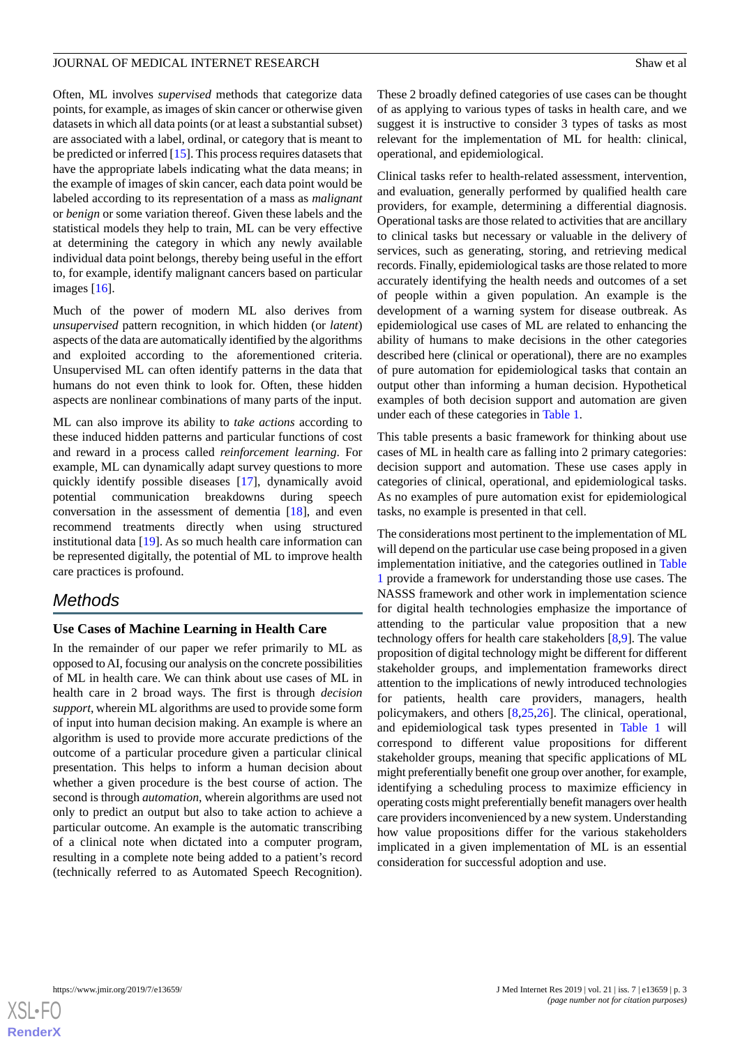Often, ML involves *supervised* methods that categorize data points, for example, as images of skin cancer or otherwise given datasets in which all data points (or at least a substantial subset) are associated with a label, ordinal, or category that is meant to be predicted or inferred [15]. This process requires datasets that have the appropriate labels indicating what the data means; in the example of images of skin cancer, each data point would be labeled according to its representation of a mass as *malignant* or *benign* or some variation thereof. Given these labels and the statistical models they help to train, ML can be very effective at determining the category in which any newly available individual data point belongs, thereby being useful in the effort to, for example, identify malignant cancers based on particular images [16].

Much of the power of modern ML also derives from *unsupervised* pattern recognition, in which hidden (or *latent*) aspects of the data are automatically identified by the algorithms and exploited according to the aforementioned criteria. Unsupervised ML can often identify patterns in the data that humans do not even think to look for. Often, these hidden aspects are nonlinear combinations of many parts of the input.

ML can also improve its ability to *take actions* according to these induced hidden patterns and particular functions of cost and reward in a process called *reinforcement learning*. For example, ML can dynamically adapt survey questions to more quickly identify possible diseases [17], dynamically avoid potential communication breakdowns during speech conversation in the assessment of dementia [18], and even recommend treatments directly when using structured institutional data [19]. As so much health care information can be represented digitally, the potential of ML to improve health care practices is profound.

## Methods

### Use Cases of Machine Learning in Health Care

In the remainder of our paper we refer primarily to ML as opposed to AI, focusing our analysis on the concrete possibilities of ML in health care. We can think about use cases of ML in health care in 2 broad ways. The first is through *decision support*, wherein ML algorithms are used to provide some form of input into human decision making. An example is where an algorithm is used to provide more accurate predictions of the outcome of a particular procedure given a particular clinical presentation. This helps to inform a human decision about whether a given procedure is the best course of action. The second is through *automation*, wherein algorithms are used not only to predict an output but also to take action to achieve a particular outcome. An example is the automatic transcribing of a clinical note when dictated into a computer program, resulting in a complete note being added to a patient's record (technically referred to as Automated Speech Recognition).

These 2 broadly defined categories of use cases can be thought of as applying to various types of tasks in health care, and we suggest it is instructive to consider 3 types of tasks as most relevant for the implementation of ML for health: clinical, operational, and epidemiological.

Clinical tasks refer to health-related assessment, intervention, and evaluation, generally performed by qualified health care providers, for example, determining a differential diagnosis. Operational tasks are those related to activities that are ancillary to clinical tasks but necessary or valuable in the delivery of services, such as generating, storing, and retrieving medical records. Finally, epidemiological tasks are those related to more accurately identifying the health needs and outcomes of a set of people within a given population. An example is the development of a warning system for disease outbreak. As epidemiological use cases of ML are related to enhancing the ability of humans to make decisions in the other categories described here (clinical or operational), there are no examples of pure automation for epidemiological tasks that contain an output other than informing a human decision. Hypothetical examples of both decision support and automation are given under each of these categories in Table 1.

This table presents a basic framework for thinking about use cases of ML in health care as falling into 2 primary categories: decision support and automation. These use cases apply in categories of clinical, operational, and epidemiological tasks. As no examples of pure automation exist for epidemiological tasks, no example is presented in that cell.

The considerations most pertinent to the implementation of ML will depend on the particular use case being proposed in a given implementation initiative, and the categories outlined in Table 1 provide a framework for understanding those use cases. The NASSS framework and other work in implementation science for digital health technologies emphasize the importance of attending to the particular value proposition that a new technology offers for health care stakeholders [8,9]. The value proposition of digital technology might be different for different stakeholder groups, and implementation frameworks direct attention to the implications of newly introduced technologies for patients, health care providers, managers, health policymakers, and others [8,25,26]. The clinical, operational, and epidemiological task types presented in Table 1 will correspond to different value propositions for different stakeholder groups, meaning that specific applications of ML might preferentially benefit one group over another, for example, identifying a scheduling process to maximize efficiency in operating costs might preferentially benefit managers over health care providers inconvenienced by a new system. Understanding how value propositions differ for the various stakeholders implicated in a given implementation of ML is an essential consideration for successful adoption and use.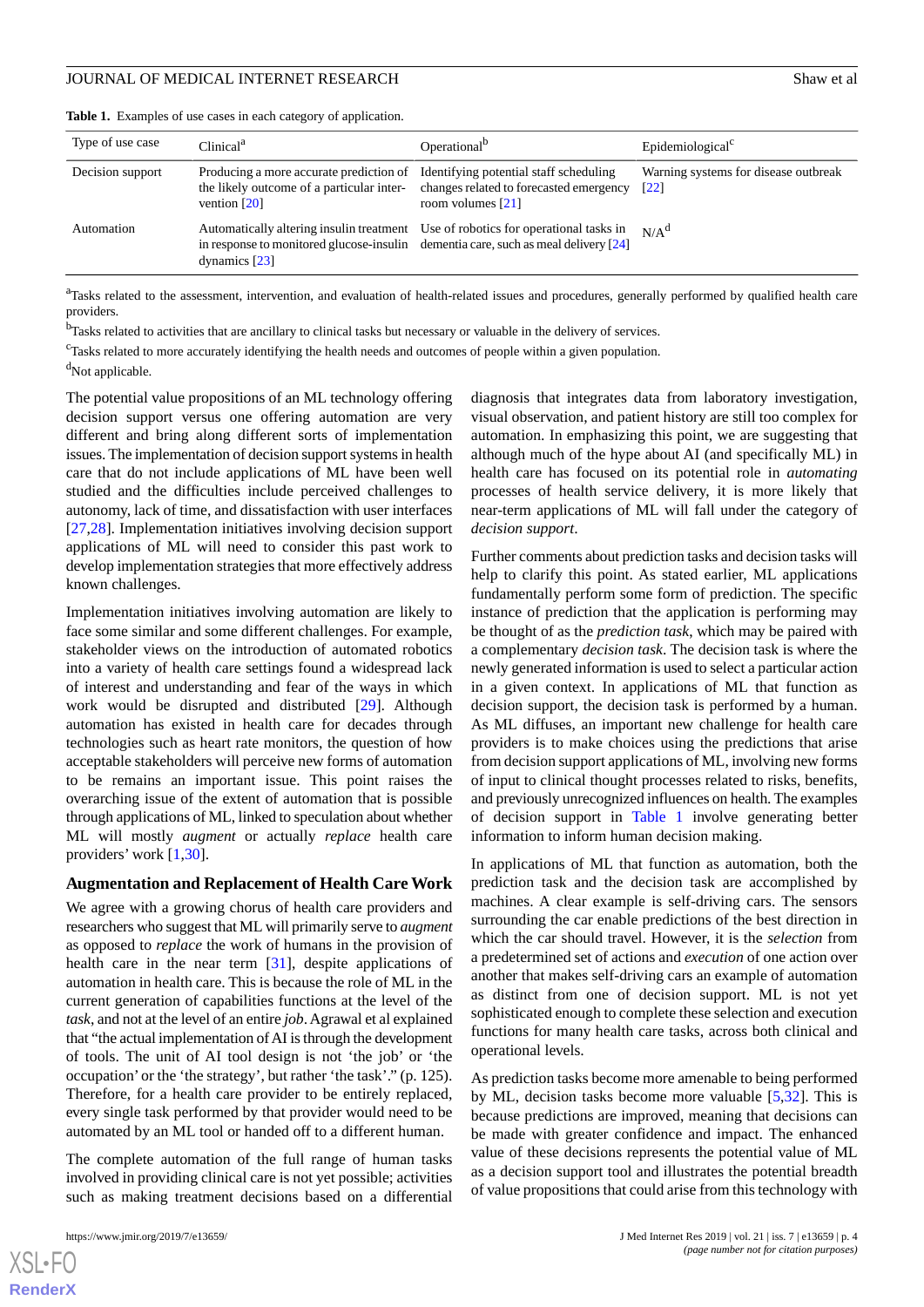**Table 1.** Examples of use cases in each category of application.

| Type of use case | Clinical[a] | Operational[b] | Epidemiological[c] |
|---|---|---|---|
| Decision support | Producing a more accurate prediction of the likely outcome of a particular intervention [20] | Identifying potential staff scheduling changes related to forecasted emergency room volumes [21] | Warning systems for disease outbreak [22] |
| Automation | Automatically altering insulin treatment in response to monitored glucose-insulin dynamics [23] | Use of robotics for operational tasks in dementia care, such as meal delivery [24] | N/A[d] |

[a]Tasks related to the assessment, intervention, and evaluation of health-related issues and procedures, generally performed by qualified health care providers.

[b]Tasks related to activities that are ancillary to clinical tasks but necessary or valuable in the delivery of services.

[c]Tasks related to more accurately identifying the health needs and outcomes of people within a given population.

[d]Not applicable.

The potential value propositions of an ML technology offering decision support versus one offering automation are very different and bring along different sorts of implementation issues. The implementation of decision support systems in health care that do not include applications of ML have been well studied and the difficulties include perceived challenges to autonomy, lack of time, and dissatisfaction with user interfaces [27,28]. Implementation initiatives involving decision support applications of ML will need to consider this past work to develop implementation strategies that more effectively address known challenges.

Implementation initiatives involving automation are likely to face some similar and some different challenges. For example, stakeholder views on the introduction of automated robotics into a variety of health care settings found a widespread lack of interest and understanding and fear of the ways in which work would be disrupted and distributed [29]. Although automation has existed in health care for decades through technologies such as heart rate monitors, the question of how acceptable stakeholders will perceive new forms of automation to be remains an important issue. This point raises the overarching issue of the extent of automation that is possible through applications of ML, linked to speculation about whether ML will mostly *augment* or actually *replace* health care providers' work [1,30].

## Augmentation and Replacement of Health Care Work

We agree with a growing chorus of health care providers and researchers who suggest that ML will primarily serve to *augment* as opposed to *replace* the work of humans in the provision of health care in the near term [31], despite applications of automation in health care. This is because the role of ML in the current generation of capabilities functions at the level of the *task*, and not at the level of an entire *job*. Agrawal et al explained that "the actual implementation of AI is through the development of tools. The unit of AI tool design is not 'the job' or 'the occupation' or 'the strategy', but rather 'the task'." (p. 125). Therefore, for a health care provider to be entirely replaced, every single task performed by that provider would need to be automated by an ML tool or handed off to a different human.

The complete automation of the full range of human tasks involved in providing clinical care is not yet possible; activities such as making treatment decisions based on a differential diagnosis that integrates data from laboratory investigation, visual observation, and patient history are still too complex for automation. In emphasizing this point, we are suggesting that although much of the hype about AI (and specifically ML) in health care has focused on its potential role in *automating* processes of health service delivery, it is more likely that near-term applications of ML will fall under the category of *decision support*.

Further comments about prediction tasks and decision tasks will help to clarify this point. As stated earlier, ML applications fundamentally perform some form of prediction. The specific instance of prediction that the application is performing may be thought of as the *prediction task*, which may be paired with a complementary *decision task*. The decision task is where the newly generated information is used to select a particular action in a given context. In applications of ML that function as decision support, the decision task is performed by a human. As ML diffuses, an important new challenge for health care providers is to make choices using the predictions that arise from decision support applications of ML, involving new forms of input to clinical thought processes related to risks, benefits, and previously unrecognized influences on health. The examples of decision support in Table 1 involve generating better information to inform human decision making.

In applications of ML that function as automation, both the prediction task and the decision task are accomplished by machines. A clear example is self-driving cars. The sensors surrounding the car enable predictions of the best direction in which the car should travel. However, it is the *selection* from a predetermined set of actions and *execution* of one action over another that makes self-driving cars an example of automation as distinct from one of decision support. ML is not yet sophisticated enough to complete these selection and execution functions for many health care tasks, across both clinical and operational levels.

As prediction tasks become more amenable to being performed by ML, decision tasks become more valuable [5,32]. This is because predictions are improved, meaning that decisions can be made with greater confidence and impact. The enhanced value of these decisions represents the potential value of ML as a decision support tool and illustrates the potential breadth of value propositions that could arise from this technology with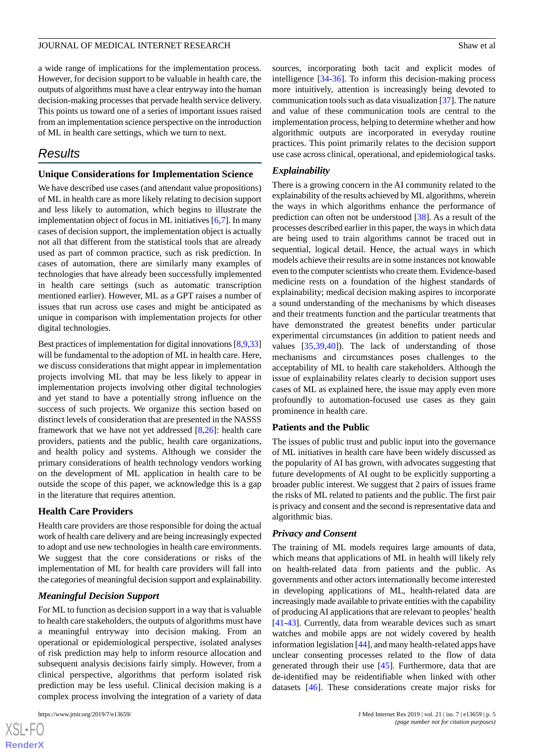a wide range of implications for the implementation process. However, for decision support to be valuable in health care, the outputs of algorithms must have a clear entryway into the human decision-making processes that pervade health service delivery. This points us toward one of a series of important issues raised from an implementation science perspective on the introduction of ML in health care settings, which we turn to next.

## Results

### Unique Considerations for Implementation Science

We have described use cases (and attendant value propositions) of ML in health care as more likely relating to decision support and less likely to automation, which begins to illustrate the implementation object of focus in ML initiatives [6,7]. In many cases of decision support, the implementation object is actually not all that different from the statistical tools that are already used as part of common practice, such as risk prediction. In cases of automation, there are similarly many examples of technologies that have already been successfully implemented in health care settings (such as automatic transcription mentioned earlier). However, ML as a GPT raises a number of issues that run across use cases and might be anticipated as unique in comparison with implementation projects for other digital technologies.

Best practices of implementation for digital innovations [8,9,33] will be fundamental to the adoption of ML in health care. Here, we discuss considerations that might appear in implementation projects involving ML that may be less likely to appear in implementation projects involving other digital technologies and yet stand to have a potentially strong influence on the success of such projects. We organize this section based on distinct levels of consideration that are presented in the NASSS framework that we have not yet addressed [8,26]: health care providers, patients and the public, health care organizations, and health policy and systems. Although we consider the primary considerations of health technology vendors working on the development of ML application in health care to be outside the scope of this paper, we acknowledge this is a gap in the literature that requires attention.

### Health Care Providers

Health care providers are those responsible for doing the actual work of health care delivery and are being increasingly expected to adopt and use new technologies in health care environments. We suggest that the core considerations or risks of the implementation of ML for health care providers will fall into the categories of meaningful decision support and explainability.

#### *Meaningful Decision Support*

For ML to function as decision support in a way that is valuable to health care stakeholders, the outputs of algorithms must have a meaningful entryway into decision making. From an operational or epidemiological perspective, isolated analyses of risk prediction may help to inform resource allocation and subsequent analysis decisions fairly simply. However, from a clinical perspective, algorithms that perform isolated risk prediction may be less useful. Clinical decision making is a complex process involving the integration of a variety of data sources, incorporating both tacit and explicit modes of intelligence [34-36]. To inform this decision-making process more intuitively, attention is increasingly being devoted to communication tools such as data visualization [37]. The nature and value of these communication tools are central to the implementation process, helping to determine whether and how algorithmic outputs are incorporated in everyday routine practices. This point primarily relates to the decision support use case across clinical, operational, and epidemiological tasks.

#### *Explainability*

There is a growing concern in the AI community related to the explainability of the results achieved by ML algorithms, wherein the ways in which algorithms enhance the performance of prediction can often not be understood [38]. As a result of the processes described earlier in this paper, the ways in which data are being used to train algorithms cannot be traced out in sequential, logical detail. Hence, the actual ways in which models achieve their results are in some instances not knowable even to the computer scientists who create them. Evidence-based medicine rests on a foundation of the highest standards of explainability; medical decision making aspires to incorporate a sound understanding of the mechanisms by which diseases and their treatments function and the particular treatments that have demonstrated the greatest benefits under particular experimental circumstances (in addition to patient needs and values [35,39,40]). The lack of understanding of those mechanisms and circumstances poses challenges to the acceptability of ML to health care stakeholders. Although the issue of explainability relates clearly to decision support uses cases of ML as explained here, the issue may apply even more profoundly to automation-focused use cases as they gain prominence in health care.

### Patients and the Public

The issues of public trust and public input into the governance of ML initiatives in health care have been widely discussed as the popularity of AI has grown, with advocates suggesting that future developments of AI ought to be explicitly supporting a broader public interest. We suggest that 2 pairs of issues frame the risks of ML related to patients and the public. The first pair is privacy and consent and the second is representative data and algorithmic bias.

#### *Privacy and Consent*

The training of ML models requires large amounts of data, which means that applications of ML in health will likely rely on health-related data from patients and the public. As governments and other actors internationally become interested in developing applications of ML, health-related data are increasingly made available to private entities with the capability of producing AI applications that are relevant to peoples' health [41-43]. Currently, data from wearable devices such as smart watches and mobile apps are not widely covered by health information legislation [44], and many health-related apps have unclear consenting processes related to the flow of data generated through their use [45]. Furthermore, data that are de-identified may be reidentifiable when linked with other datasets [46]. These considerations create major risks for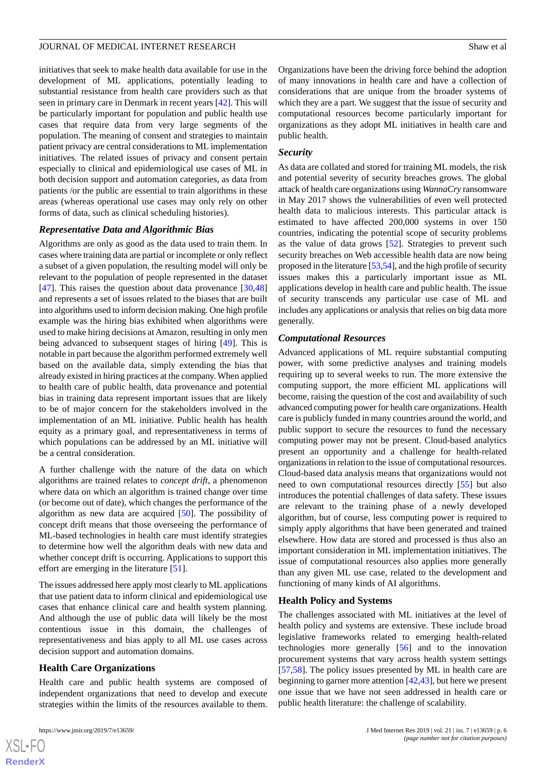initiatives that seek to make health data available for use in the development of ML applications, potentially leading to substantial resistance from health care providers such as that seen in primary care in Denmark in recent years [42]. This will be particularly important for population and public health use cases that require data from very large segments of the population. The meaning of consent and strategies to maintain patient privacy are central considerations to ML implementation initiatives. The related issues of privacy and consent pertain especially to clinical and epidemiological use cases of ML in both decision support and automation categories, as data from patients /or the public are essential to train algorithms in these areas (whereas operational use cases may only rely on other forms of data, such as clinical scheduling histories).

### *Representative Data and Algorithmic Bias*

Algorithms are only as good as the data used to train them. In cases where training data are partial or incomplete or only reflect a subset of a given population, the resulting model will only be relevant to the population of people represented in the dataset [47]. This raises the question about data provenance [30,48] and represents a set of issues related to the biases that are built into algorithms used to inform decision making. One high profile example was the hiring bias exhibited when algorithms were used to make hiring decisions at Amazon, resulting in only men being advanced to subsequent stages of hiring [49]. This is notable in part because the algorithm performed extremely well based on the available data, simply extending the bias that already existed in hiring practices at the company. When applied to health care of public health, data provenance and potential bias in training data represent important issues that are likely to be of major concern for the stakeholders involved in the implementation of an ML initiative. Public health has health equity as a primary goal, and representativeness in terms of which populations can be addressed by an ML initiative will be a central consideration.

A further challenge with the nature of the data on which algorithms are trained relates to *concept drift*, a phenomenon where data on which an algorithm is trained change over time (or become out of date), which changes the performance of the algorithm as new data are acquired [50]. The possibility of concept drift means that those overseeing the performance of ML-based technologies in health care must identify strategies to determine how well the algorithm deals with new data and whether concept drift is occurring. Applications to support this effort are emerging in the literature [51].

The issues addressed here apply most clearly to ML applications that use patient data to inform clinical and epidemiological use cases that enhance clinical care and health system planning. And although the use of public data will likely be the most contentious issue in this domain, the challenges of representativeness and bias apply to all ML use cases across decision support and automation domains.

## Health Care Organizations

Health care and public health systems are composed of independent organizations that need to develop and execute strategies within the limits of the resources available to them. Organizations have been the driving force behind the adoption of many innovations in health care and have a collection of considerations that are unique from the broader systems of which they are a part. We suggest that the issue of security and computational resources become particularly important for organizations as they adopt ML initiatives in health care and public health.

### *Security*

As data are collated and stored for training ML models, the risk and potential severity of security breaches grows. The global attack of health care organizations using *WannaCry* ransomware in May 2017 shows the vulnerabilities of even well protected health data to malicious interests. This particular attack is estimated to have affected 200,000 systems in over 150 countries, indicating the potential scope of security problems as the value of data grows [52]. Strategies to prevent such security breaches on Web accessible health data are now being proposed in the literature [53,54], and the high profile of security issues makes this a particularly important issue as ML applications develop in health care and public health. The issue of security transcends any particular use case of ML and includes any applications or analysis that relies on big data more generally.

### *Computational Resources*

Advanced applications of ML require substantial computing power, with some predictive analyses and training models requiring up to several weeks to run. The more extensive the computing support, the more efficient ML applications will become, raising the question of the cost and availability of such advanced computing power for health care organizations. Health care is publicly funded in many countries around the world, and public support to secure the resources to fund the necessary computing power may not be present. Cloud-based analytics present an opportunity and a challenge for health-related organizations in relation to the issue of computational resources. Cloud-based data analysis means that organizations would not need to own computational resources directly [55] but also introduces the potential challenges of data safety. These issues are relevant to the training phase of a newly developed algorithm, but of course, less computing power is required to simply apply algorithms that have been generated and trained elsewhere. How data are stored and processed is thus also an important consideration in ML implementation initiatives. The issue of computational resources also applies more generally than any given ML use case, related to the development and functioning of many kinds of AI algorithms.

## Health Policy and Systems

The challenges associated with ML initiatives at the level of health policy and systems are extensive. These include broad legislative frameworks related to emerging health-related technologies more generally [56] and to the innovation procurement systems that vary across health system settings [57,58]. The policy issues presented by ML in health care are beginning to garner more attention [42,43], but here we present one issue that we have not seen addressed in health care or public health literature: the challenge of scalability.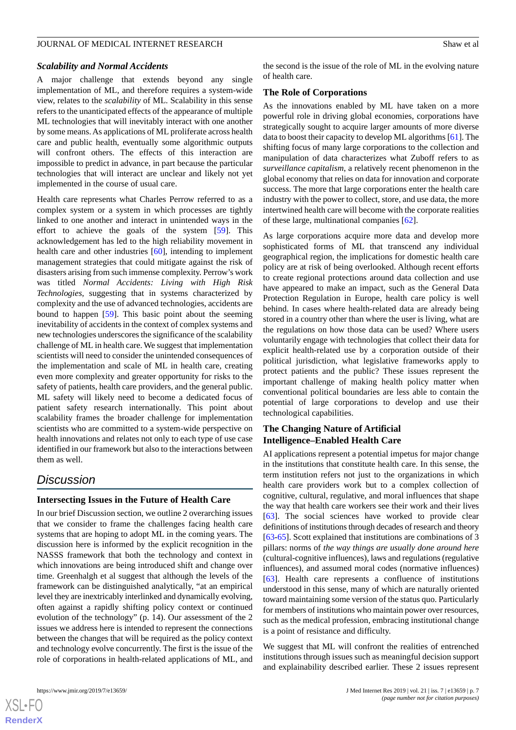### Scalability and Normal Accidents

A major challenge that extends beyond any single implementation of ML, and therefore requires a system-wide view, relates to the *scalability* of ML. Scalability in this sense refers to the unanticipated effects of the appearance of multiple ML technologies that will inevitably interact with one another by some means. As applications of ML proliferate across health care and public health, eventually some algorithmic outputs will confront others. The effects of this interaction are impossible to predict in advance, in part because the particular technologies that will interact are unclear and likely not yet implemented in the course of usual care.

Health care represents what Charles Perrow referred to as a complex system or a system in which processes are tightly linked to one another and interact in unintended ways in the effort to achieve the goals of the system [59]. This acknowledgement has led to the high reliability movement in health care and other industries [60], intending to implement management strategies that could mitigate against the risk of disasters arising from such immense complexity. Perrow's work was titled *Normal Accidents: Living with High Risk Technologies*, suggesting that in systems characterized by complexity and the use of advanced technologies, accidents are bound to happen [59]. This basic point about the seeming inevitability of accidents in the context of complex systems and new technologies underscores the significance of the scalability challenge of ML in health care. We suggest that implementation scientists will need to consider the unintended consequences of the implementation and scale of ML in health care, creating even more complexity and greater opportunity for risks to the safety of patients, health care providers, and the general public. ML safety will likely need to become a dedicated focus of patient safety research internationally. This point about scalability frames the broader challenge for implementation scientists who are committed to a system-wide perspective on health innovations and relates not only to each type of use case identified in our framework but also to the interactions between them as well.

## Discussion

### Intersecting Issues in the Future of Health Care

In our brief Discussion section, we outline 2 overarching issues that we consider to frame the challenges facing health care systems that are hoping to adopt ML in the coming years. The discussion here is informed by the explicit recognition in the NASSS framework that both the technology and context in which innovations are being introduced shift and change over time. Greenhalgh et al suggest that although the levels of the framework can be distinguished analytically, "at an empirical level they are inextricably interlinked and dynamically evolving, often against a rapidly shifting policy context or continued evolution of the technology" (p. 14). Our assessment of the 2 issues we address here is intended to represent the connections between the changes that will be required as the policy context and technology evolve concurrently. The first is the issue of the role of corporations in health-related applications of ML, and the second is the issue of the role of ML in the evolving nature of health care.

### The Role of Corporations

As the innovations enabled by ML have taken on a more powerful role in driving global economies, corporations have strategically sought to acquire larger amounts of more diverse data to boost their capacity to develop ML algorithms [61]. The shifting focus of many large corporations to the collection and manipulation of data characterizes what Zuboff refers to as *surveillance capitalism*, a relatively recent phenomenon in the global economy that relies on data for innovation and corporate success. The more that large corporations enter the health care industry with the power to collect, store, and use data, the more intertwined health care will become with the corporate realities of these large, multinational companies [62].

As large corporations acquire more data and develop more sophisticated forms of ML that transcend any individual geographical region, the implications for domestic health care policy are at risk of being overlooked. Although recent efforts to create regional protections around data collection and use have appeared to make an impact, such as the General Data Protection Regulation in Europe, health care policy is well behind. In cases where health-related data are already being stored in a country other than where the user is living, what are the regulations on how those data can be used? Where users voluntarily engage with technologies that collect their data for explicit health-related use by a corporation outside of their political jurisdiction, what legislative frameworks apply to protect patients and the public? These issues represent the important challenge of making health policy matter when conventional political boundaries are less able to contain the potential of large corporations to develop and use their technological capabilities.

### The Changing Nature of Artificial Intelligence–Enabled Health Care

AI applications represent a potential impetus for major change in the institutions that constitute health care. In this sense, the term institution refers not just to the organizations in which health care providers work but to a complex collection of cognitive, cultural, regulative, and moral influences that shape the way that health care workers see their work and their lives [63]. The social sciences have worked to provide clear definitions of institutions through decades of research and theory [63-65]. Scott explained that institutions are combinations of 3 pillars: norms of *the way things are usually done around here* (cultural-cognitive influences), laws and regulations (regulative influences), and assumed moral codes (normative influences) [63]. Health care represents a confluence of institutions understood in this sense, many of which are naturally oriented toward maintaining some version of the status quo. Particularly for members of institutions who maintain power over resources, such as the medical profession, embracing institutional change is a point of resistance and difficulty.

We suggest that ML will confront the realities of entrenched institutions through issues such as meaningful decision support and explainability described earlier. These 2 issues represent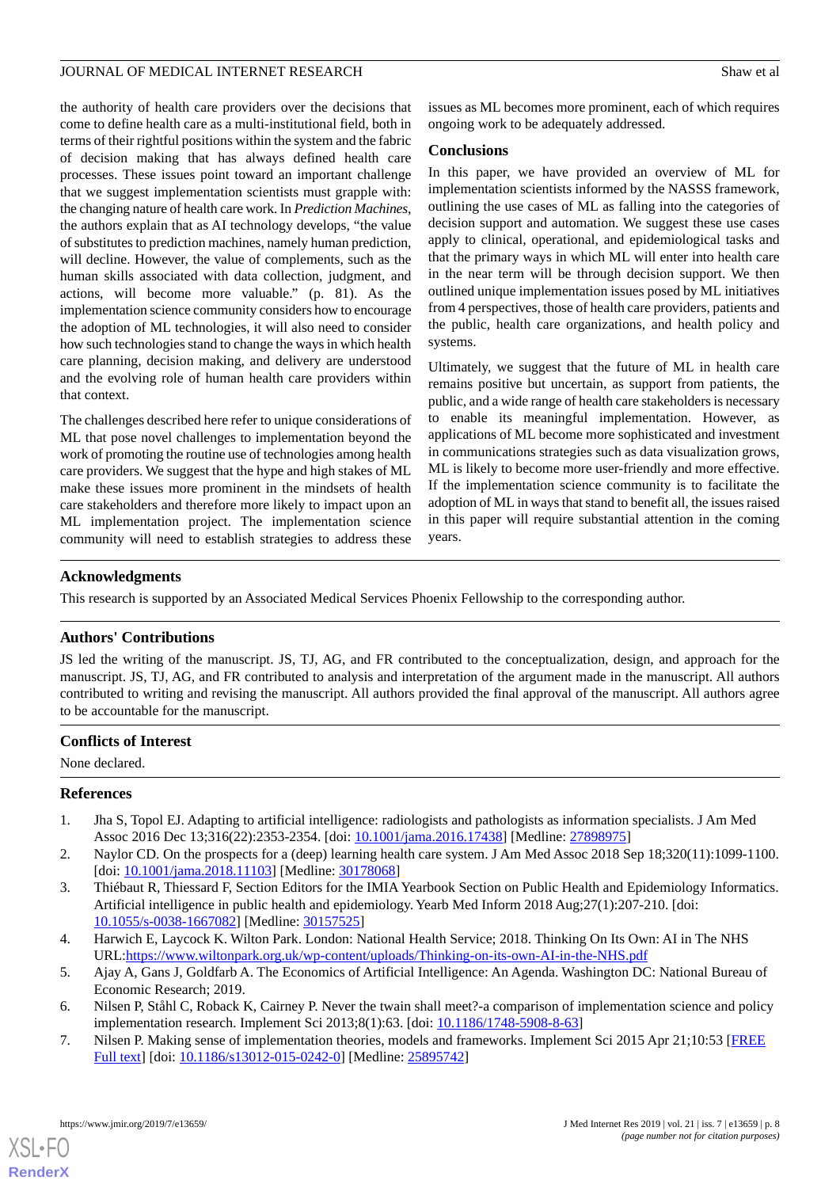the authority of health care providers over the decisions that come to define health care as a multi-institutional field, both in terms of their rightful positions within the system and the fabric of decision making that has always defined health care processes. These issues point toward an important challenge that we suggest implementation scientists must grapple with: the changing nature of health care work. In *Prediction Machines*, the authors explain that as AI technology develops, "the value of substitutes to prediction machines, namely human prediction, will decline. However, the value of complements, such as the human skills associated with data collection, judgment, and actions, will become more valuable." (p. 81). As the implementation science community considers how to encourage the adoption of ML technologies, it will also need to consider how such technologies stand to change the ways in which health care planning, decision making, and delivery are understood and the evolving role of human health care providers within that context.

The challenges described here refer to unique considerations of ML that pose novel challenges to implementation beyond the work of promoting the routine use of technologies among health care providers. We suggest that the hype and high stakes of ML make these issues more prominent in the mindsets of health care stakeholders and therefore more likely to impact upon an ML implementation project. The implementation science community will need to establish strategies to address these issues as ML becomes more prominent, each of which requires ongoing work to be adequately addressed.

## Conclusions

In this paper, we have provided an overview of ML for implementation scientists informed by the NASSS framework, outlining the use cases of ML as falling into the categories of decision support and automation. We suggest these use cases apply to clinical, operational, and epidemiological tasks and that the primary ways in which ML will enter into health care in the near term will be through decision support. We then outlined unique implementation issues posed by ML initiatives from 4 perspectives, those of health care providers, patients and the public, health care organizations, and health policy and systems.

Ultimately, we suggest that the future of ML in health care remains positive but uncertain, as support from patients, the public, and a wide range of health care stakeholders is necessary to enable its meaningful implementation. However, as applications of ML become more sophisticated and investment in communications strategies such as data visualization grows, ML is likely to become more user-friendly and more effective. If the implementation science community is to facilitate the adoption of ML in ways that stand to benefit all, the issues raised in this paper will require substantial attention in the coming years.

## Acknowledgments

This research is supported by an Associated Medical Services Phoenix Fellowship to the corresponding author.

## Authors' Contributions

JS led the writing of the manuscript. JS, TJ, AG, and FR contributed to the conceptualization, design, and approach for the manuscript. JS, TJ, AG, and FR contributed to analysis and interpretation of the argument made in the manuscript. All authors contributed to writing and revising the manuscript. All authors provided the final approval of the manuscript. All authors agree to be accountable for the manuscript.

## Conflicts of Interest

None declared.

## References

1. Jha S, Topol EJ. Adapting to artificial intelligence: radiologists and pathologists as information specialists. J Am Med Assoc 2016 Dec 13;316(22):2353-2354. [doi: 10.1001/jama.2016.17438] [Medline: 27898975]
2. Naylor CD. On the prospects for a (deep) learning health care system. J Am Med Assoc 2018 Sep 18;320(11):1099-1100. [doi: 10.1001/jama.2018.11103] [Medline: 30178068]
3. Thiébaut R, Thiessard F, Section Editors for the IMIA Yearbook Section on Public Health and Epidemiology Informatics. Artificial intelligence in public health and epidemiology. Yearb Med Inform 2018 Aug;27(1):207-210. [doi: 10.1055/s-0038-1667082] [Medline: 30157525]
4. Harwich E, Laycock K. Wilton Park. London: National Health Service; 2018. Thinking On Its Own: AI in The NHS URL:https://www.wiltonpark.org.uk/wp-content/uploads/Thinking-on-its-own-AI-in-the-NHS.pdf
5. Ajay A, Gans J, Goldfarb A. The Economics of Artificial Intelligence: An Agenda. Washington DC: National Bureau of Economic Research; 2019.
6. Nilsen P, Ståhl C, Roback K, Cairney P. Never the twain shall meet?-a comparison of implementation science and policy implementation research. Implement Sci 2013;8(1):63. [doi: 10.1186/1748-5908-8-63]
7. Nilsen P. Making sense of implementation theories, models and frameworks. Implement Sci 2015 Apr 21;10:53 [FREE Full text] [doi: 10.1186/s13012-015-0242-0] [Medline: 25895742]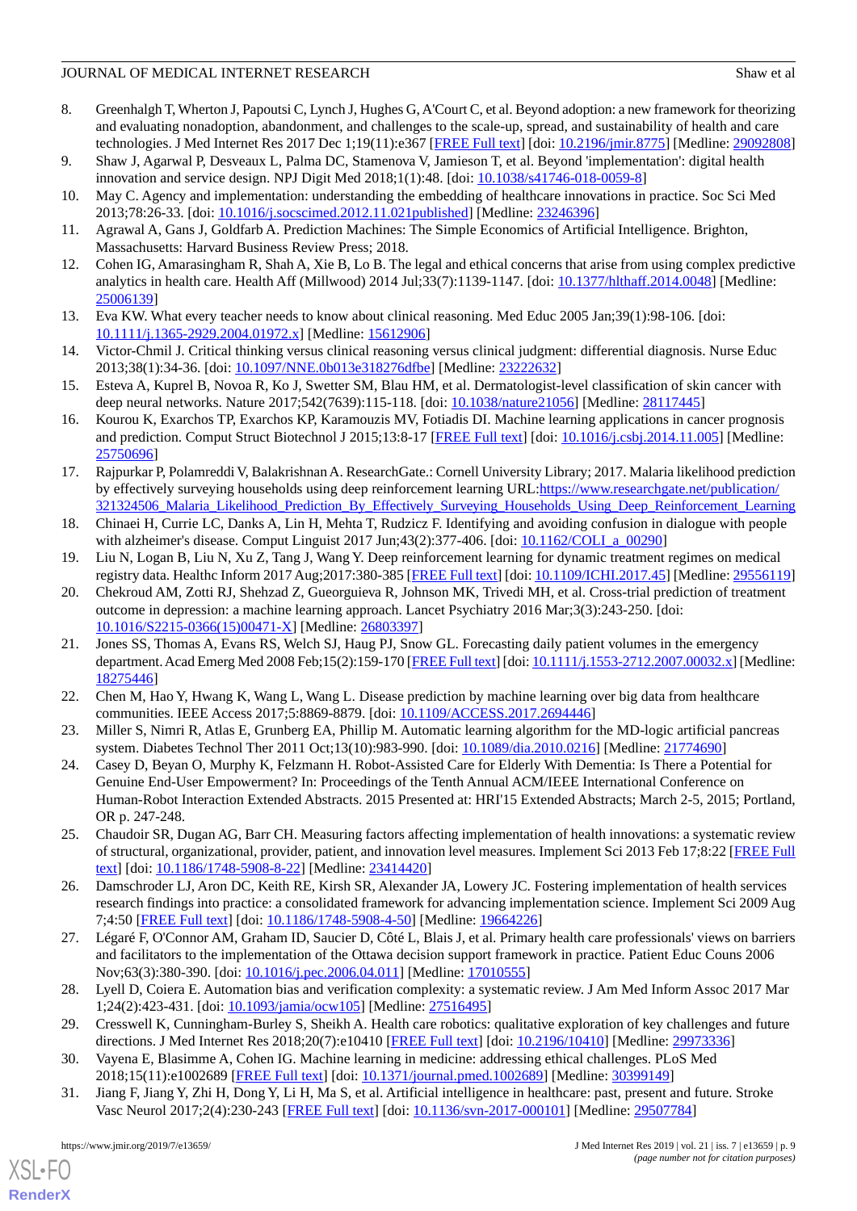8. Greenhalgh T, Wherton J, Papoutsi C, Lynch J, Hughes G, A'Court C, et al. Beyond adoption: a new framework for theorizing and evaluating nonadoption, abandonment, and challenges to the scale-up, spread, and sustainability of health and care technologies. J Med Internet Res 2017 Dec 1;19(11):e367 [FREE Full text] [doi: 10.2196/jmir.8775] [Medline: 29092808]
9. Shaw J, Agarwal P, Desveaux L, Palma DC, Stamenova V, Jamieson T, et al. Beyond 'implementation': digital health innovation and service design. NPJ Digit Med 2018;1(1):48. [doi: 10.1038/s41746-018-0059-8]
10. May C. Agency and implementation: understanding the embedding of healthcare innovations in practice. Soc Sci Med 2013;78:26-33. [doi: 10.1016/j.socscimed.2012.11.021published] [Medline: 23246396]
11. Agrawal A, Gans J, Goldfarb A. Prediction Machines: The Simple Economics of Artificial Intelligence. Brighton, Massachusetts: Harvard Business Review Press; 2018.
12. Cohen IG, Amarasingham R, Shah A, Xie B, Lo B. The legal and ethical concerns that arise from using complex predictive analytics in health care. Health Aff (Millwood) 2014 Jul;33(7):1139-1147. [doi: 10.1377/hlthaff.2014.0048] [Medline: 25006139]
13. Eva KW. What every teacher needs to know about clinical reasoning. Med Educ 2005 Jan;39(1):98-106. [doi: 10.1111/j.1365-2929.2004.01972.x] [Medline: 15612906]
14. Victor-Chmil J. Critical thinking versus clinical reasoning versus clinical judgment: differential diagnosis. Nurse Educ 2013;38(1):34-36. [doi: 10.1097/NNE.0b013e318276dfbe] [Medline: 23222632]
15. Esteva A, Kuprel B, Novoa R, Ko J, Swetter SM, Blau HM, et al. Dermatologist-level classification of skin cancer with deep neural networks. Nature 2017;542(7639):115-118. [doi: 10.1038/nature21056] [Medline: 28117445]
16. Kourou K, Exarchos TP, Exarchos KP, Karamouzis MV, Fotiadis DI. Machine learning applications in cancer prognosis and prediction. Comput Struct Biotechnol J 2015;13:8-17 [FREE Full text] [doi: 10.1016/j.csbj.2014.11.005] [Medline: 25750696]
17. Rajpurkar P, Polamreddi V, Balakrishnan A. ResearchGate.: Cornell University Library; 2017. Malaria likelihood prediction by effectively surveying households using deep reinforcement learning URL:https://www.researchgate.net/publication/321324506_Malaria_Likelihood_Prediction_By_Effectively_Surveying_Households_Using_Deep_Reinforcement_Learning
18. Chinaei H, Currie LC, Danks A, Lin H, Mehta T, Rudzicz F. Identifying and avoiding confusion in dialogue with people with alzheimer's disease. Comput Linguist 2017 Jun;43(2):377-406. [doi: 10.1162/COLI_a_00290]
19. Liu N, Logan B, Liu N, Xu Z, Tang J, Wang Y. Deep reinforcement learning for dynamic treatment regimes on medical registry data. Healthc Inform 2017 Aug;2017:380-385 [FREE Full text] [doi: 10.1109/ICHI.2017.45] [Medline: 29556119]
20. Chekroud AM, Zotti RJ, Shehzad Z, Gueorguieva R, Johnson MK, Trivedi MH, et al. Cross-trial prediction of treatment outcome in depression: a machine learning approach. Lancet Psychiatry 2016 Mar;3(3):243-250. [doi: 10.1016/S2215-0366(15)00471-X] [Medline: 26803397]
21. Jones SS, Thomas A, Evans RS, Welch SJ, Haug PJ, Snow GL. Forecasting daily patient volumes in the emergency department. Acad Emerg Med 2008 Feb;15(2):159-170 [FREE Full text] [doi: 10.1111/j.1553-2712.2007.00032.x] [Medline: 18275446]
22. Chen M, Hao Y, Hwang K, Wang L, Wang L. Disease prediction by machine learning over big data from healthcare communities. IEEE Access 2017;5:8869-8879. [doi: 10.1109/ACCESS.2017.2694446]
23. Miller S, Nimri R, Atlas E, Grunberg EA, Phillip M. Automatic learning algorithm for the MD-logic artificial pancreas system. Diabetes Technol Ther 2011 Oct;13(10):983-990. [doi: 10.1089/dia.2010.0216] [Medline: 21774690]
24. Casey D, Beyan O, Murphy K, Felzmann H. Robot-Assisted Care for Elderly With Dementia: Is There a Potential for Genuine End-User Empowerment? In: Proceedings of the Tenth Annual ACM/IEEE International Conference on Human-Robot Interaction Extended Abstracts. 2015 Presented at: HRI'15 Extended Abstracts; March 2-5, 2015; Portland, OR p. 247-248.
25. Chaudoir SR, Dugan AG, Barr CH. Measuring factors affecting implementation of health innovations: a systematic review of structural, organizational, provider, patient, and innovation level measures. Implement Sci 2013 Feb 17;8:22 [FREE Full text] [doi: 10.1186/1748-5908-8-22] [Medline: 23414420]
26. Damschroder LJ, Aron DC, Keith RE, Kirsh SR, Alexander JA, Lowery JC. Fostering implementation of health services research findings into practice: a consolidated framework for advancing implementation science. Implement Sci 2009 Aug 7;4:50 [FREE Full text] [doi: 10.1186/1748-5908-4-50] [Medline: 19664226]
27. Légaré F, O'Connor AM, Graham ID, Saucier D, Côté L, Blais J, et al. Primary health care professionals' views on barriers and facilitators to the implementation of the Ottawa decision support framework in practice. Patient Educ Couns 2006 Nov;63(3):380-390. [doi: 10.1016/j.pec.2006.04.011] [Medline: 17010555]
28. Lyell D, Coiera E. Automation bias and verification complexity: a systematic review. J Am Med Inform Assoc 2017 Mar 1;24(2):423-431. [doi: 10.1093/jamia/ocw105] [Medline: 27516495]
29. Cresswell K, Cunningham-Burley S, Sheikh A. Health care robotics: qualitative exploration of key challenges and future directions. J Med Internet Res 2018;20(7):e10410 [FREE Full text] [doi: 10.2196/10410] [Medline: 29973336]
30. Vayena E, Blasimme A, Cohen IG. Machine learning in medicine: addressing ethical challenges. PLoS Med 2018;15(11):e1002689 [FREE Full text] [doi: 10.1371/journal.pmed.1002689] [Medline: 30399149]
31. Jiang F, Jiang Y, Zhi H, Dong Y, Li H, Ma S, et al. Artificial intelligence in healthcare: past, present and future. Stroke Vasc Neurol 2017;2(4):230-243 [FREE Full text] [doi: 10.1136/svn-2017-000101] [Medline: 29507784]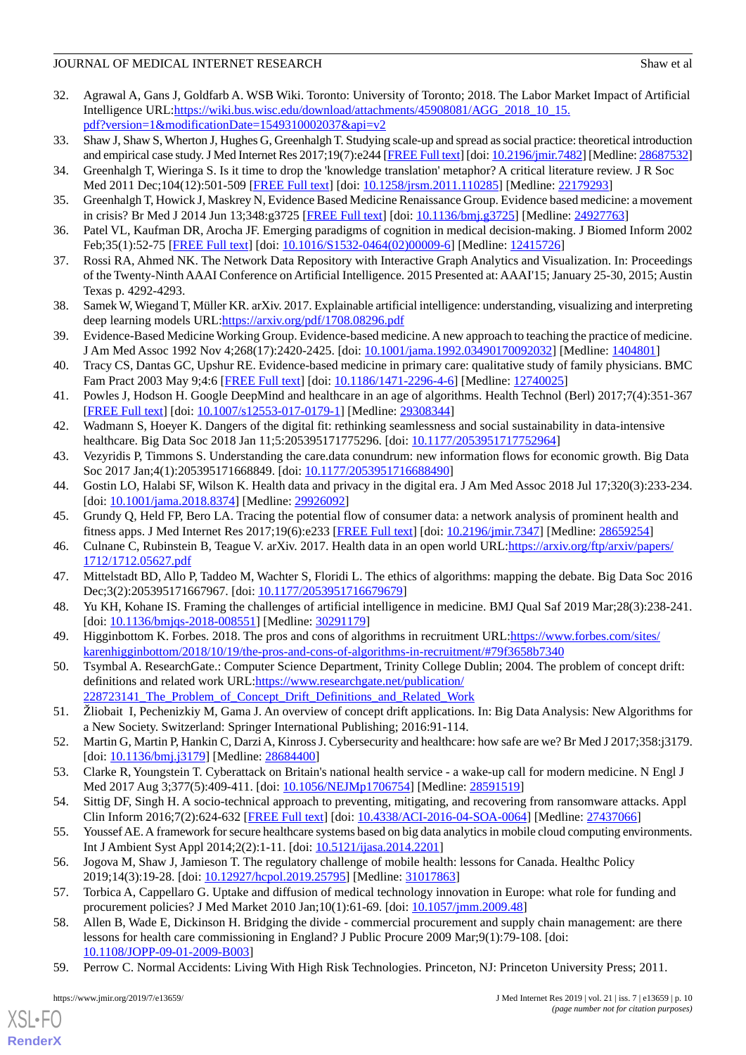32. Agrawal A, Gans J, Goldfarb A. WSB Wiki. Toronto: University of Toronto; 2018. The Labor Market Impact of Artificial Intelligence URL:https://wiki.bus.wisc.edu/download/attachments/45908081/AGG_2018_10_15.pdf?version=1&modificationDate=1549310002037&api=v2
33. Shaw J, Shaw S, Wherton J, Hughes G, Greenhalgh T. Studying scale-up and spread as social practice: theoretical introduction and empirical case study. J Med Internet Res 2017;19(7):e244 [FREE Full text] [doi: 10.2196/jmir.7482] [Medline: 28687532]
34. Greenhalgh T, Wieringa S. Is it time to drop the 'knowledge translation' metaphor? A critical literature review. J R Soc Med 2011 Dec;104(12):501-509 [FREE Full text] [doi: 10.1258/jrsm.2011.110285] [Medline: 22179293]
35. Greenhalgh T, Howick J, Maskrey N, Evidence Based Medicine Renaissance Group. Evidence based medicine: a movement in crisis? Br Med J 2014 Jun 13;348:g3725 [FREE Full text] [doi: 10.1136/bmj.g3725] [Medline: 24927763]
36. Patel VL, Kaufman DR, Arocha JF. Emerging paradigms of cognition in medical decision-making. J Biomed Inform 2002 Feb;35(1):52-75 [FREE Full text] [doi: 10.1016/S1532-0464(02)00009-6] [Medline: 12415726]
37. Rossi RA, Ahmed NK. The Network Data Repository with Interactive Graph Analytics and Visualization. In: Proceedings of the Twenty-Ninth AAAI Conference on Artificial Intelligence. 2015 Presented at: AAAI'15; January 25-30, 2015; Austin Texas p. 4292-4293.
38. Samek W, Wiegand T, Müller KR. arXiv. 2017. Explainable artificial intelligence: understanding, visualizing and interpreting deep learning models URL:https://arxiv.org/pdf/1708.08296.pdf
39. Evidence-Based Medicine Working Group. Evidence-based medicine. A new approach to teaching the practice of medicine. J Am Med Assoc 1992 Nov 4;268(17):2420-2425. [doi: 10.1001/jama.1992.03490170092032] [Medline: 1404801]
40. Tracy CS, Dantas GC, Upshur RE. Evidence-based medicine in primary care: qualitative study of family physicians. BMC Fam Pract 2003 May 9;4:6 [FREE Full text] [doi: 10.1186/1471-2296-4-6] [Medline: 12740025]
41. Powles J, Hodson H. Google DeepMind and healthcare in an age of algorithms. Health Technol (Berl) 2017;7(4):351-367 [FREE Full text] [doi: 10.1007/s12553-017-0179-1] [Medline: 29308344]
42. Wadmann S, Hoeyer K. Dangers of the digital fit: rethinking seamlessness and social sustainability in data-intensive healthcare. Big Data Soc 2018 Jan 11;5:205395171775296. [doi: 10.1177/2053951717752964]
43. Vezyridis P, Timmons S. Understanding the care.data conundrum: new information flows for economic growth. Big Data Soc 2017 Jan;4(1):205395171668849. [doi: 10.1177/2053951716688490]
44. Gostin LO, Halabi SF, Wilson K. Health data and privacy in the digital era. J Am Med Assoc 2018 Jul 17;320(3):233-234. [doi: 10.1001/jama.2018.8374] [Medline: 29926092]
45. Grundy Q, Held FP, Bero LA. Tracing the potential flow of consumer data: a network analysis of prominent health and fitness apps. J Med Internet Res 2017;19(6):e233 [FREE Full text] [doi: 10.2196/jmir.7347] [Medline: 28659254]
46. Culnane C, Rubinstein B, Teague V. arXiv. 2017. Health data in an open world URL:https://arxiv.org/ftp/arxiv/papers/1712/1712.05627.pdf
47. Mittelstadt BD, Allo P, Taddeo M, Wachter S, Floridi L. The ethics of algorithms: mapping the debate. Big Data Soc 2016 Dec;3(2):205395171667967. [doi: 10.1177/2053951716679679]
48. Yu KH, Kohane IS. Framing the challenges of artificial intelligence in medicine. BMJ Qual Saf 2019 Mar;28(3):238-241. [doi: 10.1136/bmjqs-2018-008551] [Medline: 30291179]
49. Higginbottom K. Forbes. 2018. The pros and cons of algorithms in recruitment URL:https://www.forbes.com/sites/karenhigginbottom/2018/10/19/the-pros-and-cons-of-algorithms-in-recruitment/#79f3658b7340
50. Tsymbal A. ResearchGate.: Computer Science Department, Trinity College Dublin; 2004. The problem of concept drift: definitions and related work URL:https://www.researchgate.net/publication/228723141_The_Problem_of_Concept_Drift_Definitions_and_Related_Work
51. Žliobait I, Pechenizkiy M, Gama J. An overview of concept drift applications. In: Big Data Analysis: New Algorithms for a New Society. Switzerland: Springer International Publishing; 2016:91-114.
52. Martin G, Martin P, Hankin C, Darzi A, Kinross J. Cybersecurity and healthcare: how safe are we? Br Med J 2017;358:j3179. [doi: 10.1136/bmj.j3179] [Medline: 28684400]
53. Clarke R, Youngstein T. Cyberattack on Britain's national health service - a wake-up call for modern medicine. N Engl J Med 2017 Aug 3;377(5):409-411. [doi: 10.1056/NEJMp1706754] [Medline: 28591519]
54. Sittig DF, Singh H. A socio-technical approach to preventing, mitigating, and recovering from ransomware attacks. Appl Clin Inform 2016;7(2):624-632 [FREE Full text] [doi: 10.4338/ACI-2016-04-SOA-0064] [Medline: 27437066]
55. Youssef AE. A framework for secure healthcare systems based on big data analytics in mobile cloud computing environments. Int J Ambient Syst Appl 2014;2(2):1-11. [doi: 10.5121/ijasa.2014.2201]
56. Jogova M, Shaw J, Jamieson T. The regulatory challenge of mobile health: lessons for Canada. Healthc Policy 2019;14(3):19-28. [doi: 10.12927/hcpol.2019.25795] [Medline: 31017863]
57. Torbica A, Cappellaro G. Uptake and diffusion of medical technology innovation in Europe: what role for funding and procurement policies? J Med Market 2010 Jan;10(1):61-69. [doi: 10.1057/jmm.2009.48]
58. Allen B, Wade E, Dickinson H. Bridging the divide - commercial procurement and supply chain management: are there lessons for health care commissioning in England? J Public Procure 2009 Mar;9(1):79-108. [doi: 10.1108/JOPP-09-01-2009-B003]
59. Perrow C. Normal Accidents: Living With High Risk Technologies. Princeton, NJ: Princeton University Press; 2011.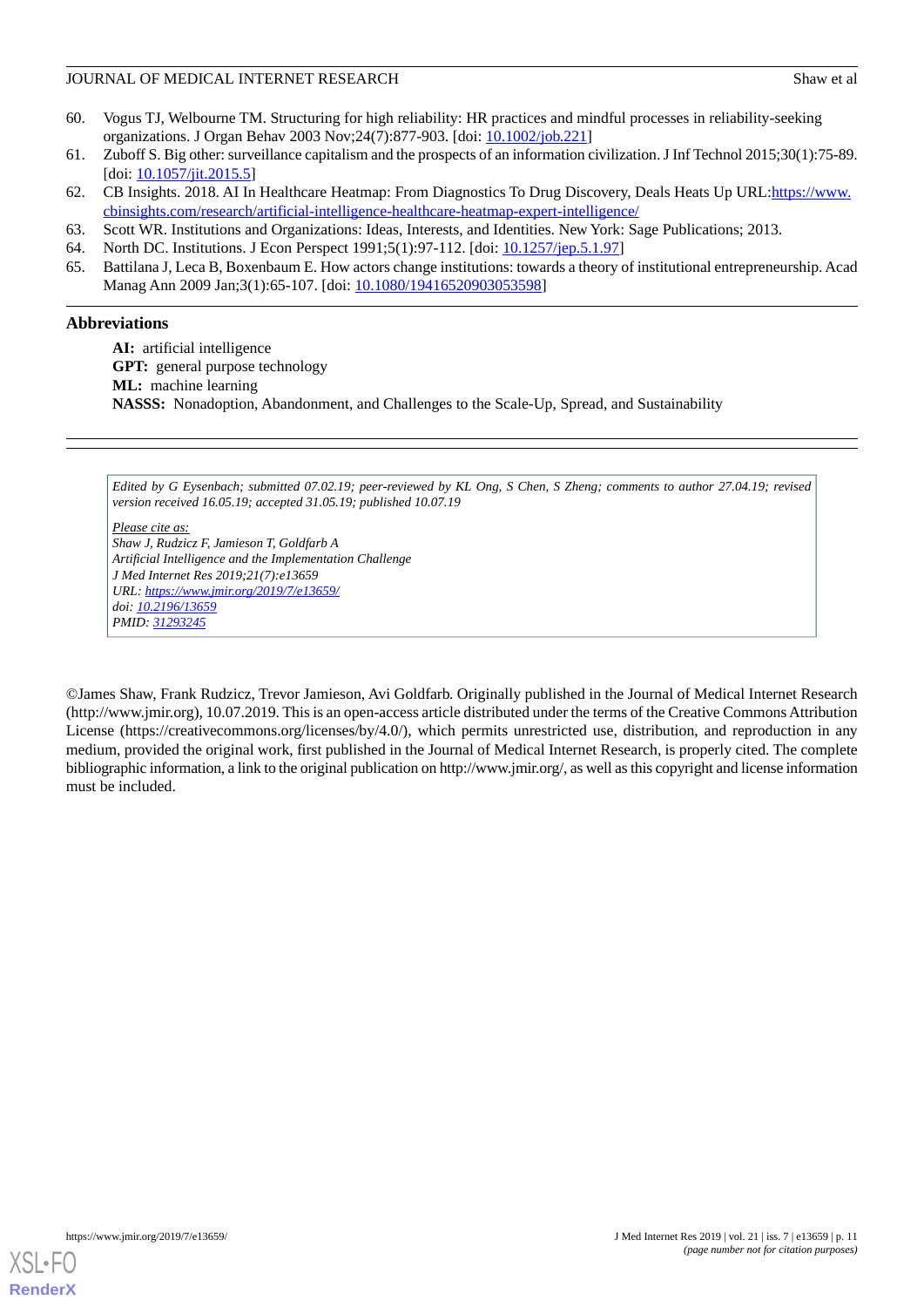60. Vogus TJ, Welbourne TM. Structuring for high reliability: HR practices and mindful processes in reliability-seeking organizations. J Organ Behav 2003 Nov;24(7):877-903. [doi: 10.1002/job.221]
61. Zuboff S. Big other: surveillance capitalism and the prospects of an information civilization. J Inf Technol 2015;30(1):75-89. [doi: 10.1057/jit.2015.5]
62. CB Insights. 2018. AI In Healthcare Heatmap: From Diagnostics To Drug Discovery, Deals Heats Up URL:https://www.cbinsights.com/research/artificial-intelligence-healthcare-heatmap-expert-intelligence/
63. Scott WR. Institutions and Organizations: Ideas, Interests, and Identities. New York: Sage Publications; 2013.
64. North DC. Institutions. J Econ Perspect 1991;5(1):97-112. [doi: 10.1257/jep.5.1.97]
65. Battilana J, Leca B, Boxenbaum E. How actors change institutions: towards a theory of institutional entrepreneurship. Acad Manag Ann 2009 Jan;3(1):65-107. [doi: 10.1080/19416520903053598]

## Abbreviations

**AI:** artificial intelligence
**GPT:** general purpose technology
**ML:** machine learning
**NASSS:** Nonadoption, Abandonment, and Challenges to the Scale-Up, Spread, and Sustainability

*Edited by G Eysenbach; submitted 07.02.19; peer-reviewed by KL Ong, S Chen, S Zheng; comments to author 27.04.19; revised version received 16.05.19; accepted 31.05.19; published 10.07.19*

*Please cite as:*
*Shaw J, Rudzicz F, Jamieson T, Goldfarb A*
*Artificial Intelligence and the Implementation Challenge*
*J Med Internet Res 2019;21(7):e13659*
*URL: https://www.jmir.org/2019/7/e13659/*
*doi: 10.2196/13659*
*PMID: 31293245*

©James Shaw, Frank Rudzicz, Trevor Jamieson, Avi Goldfarb. Originally published in the Journal of Medical Internet Research (http://www.jmir.org), 10.07.2019. This is an open-access article distributed under the terms of the Creative Commons Attribution License (https://creativecommons.org/licenses/by/4.0/), which permits unrestricted use, distribution, and reproduction in any medium, provided the original work, first published in the Journal of Medical Internet Research, is properly cited. The complete bibliographic information, a link to the original publication on http://www.jmir.org/, as well as this copyright and license information must be included.